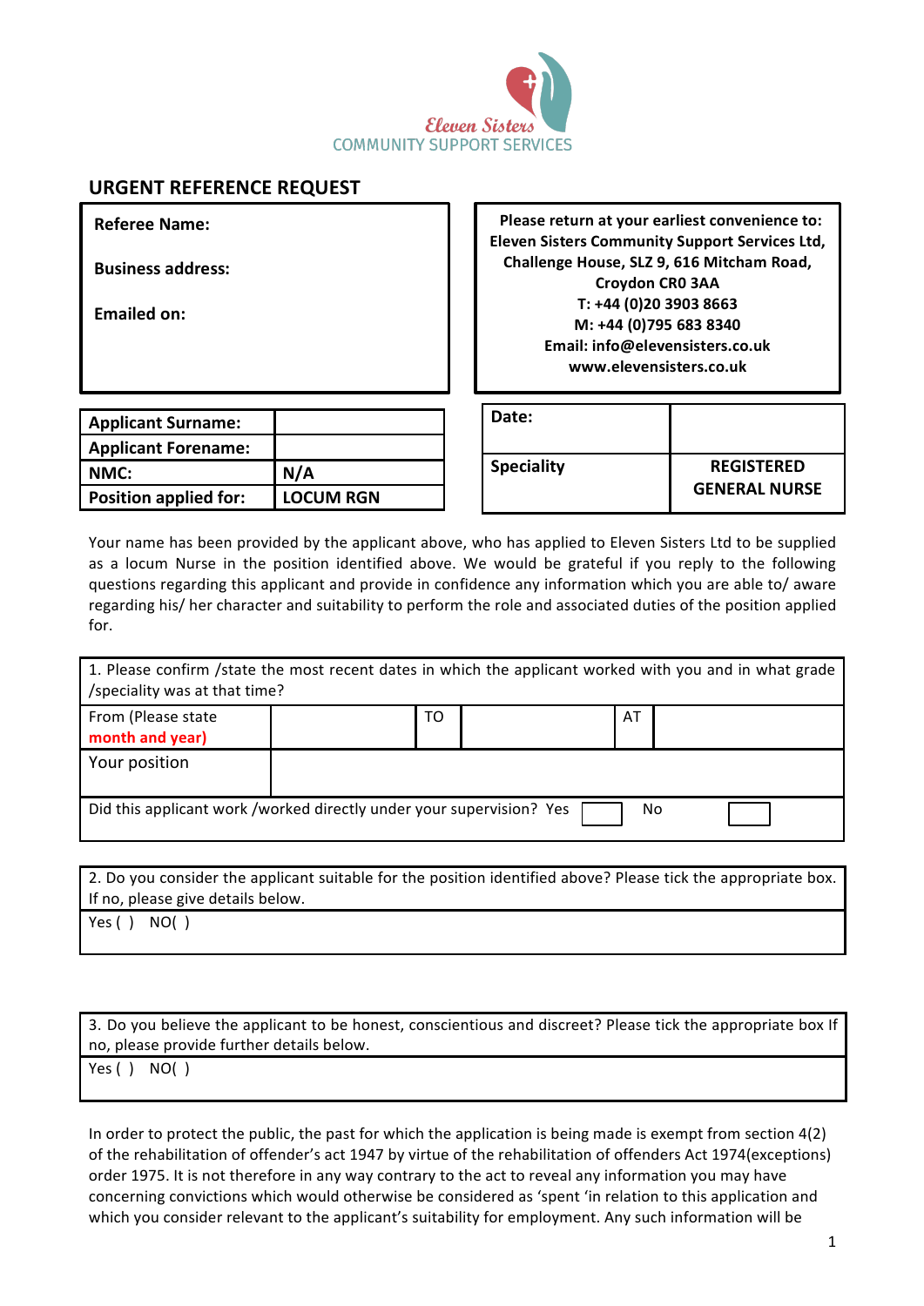Eleven Sisters
COMMUNITY SUPPORT SERVICES

## URGENT REFERENCE REQUEST

**Referee Name:**

**Business address:**

**Emailed on:**

**Please return at your earliest convenience to:**
**Eleven Sisters Community Support Services Ltd,**
**Challenge House, SLZ 9, 616 Mitcham Road,**
**Croydon CR0 3AA**
**T: +44 (0)20 3903 8663**
**M: +44 (0)795 683 8340**
**Email: info@elevensisters.co.uk**
**www.elevensisters.co.uk**

| | |
|---|---|
| **Applicant Surname:** | |
| **Applicant Forename:** | |
| **NMC:** | **N/A** |
| **Position applied for:** | **LOCUM RGN** |

| | |
|---|---|
| **Date:** | |
| **Speciality** | **REGISTERED GENERAL NURSE** |

Your name has been provided by the applicant above, who has applied to Eleven Sisters Ltd to be supplied as a locum Nurse in the position identified above. We would be grateful if you reply to the following questions regarding this applicant and provide in confidence any information which you are able to/ aware regarding his/ her character and suitability to perform the role and associated duties of the position applied for.

| 1. Please confirm /state the most recent dates in which the applicant worked with you and in what grade /speciality was at that time? | | | | | |
|---|---|---|---|---|---|
| From (Please state **month and year)** | | TO | | AT | |
| Your position | | | | | |
| Did this applicant work /worked directly under your supervision? Yes ☐ No ☐ | | | | | |

| 2. Do you consider the applicant suitable for the position identified above? Please tick the appropriate box. If no, please give details below. |
|---|
| Yes ( ) NO( ) |

| 3. Do you believe the applicant to be honest, conscientious and discreet? Please tick the appropriate box If no, please provide further details below. |
|---|
| Yes ( ) NO( ) |

In order to protect the public, the past for which the application is being made is exempt from section 4(2) of the rehabilitation of offender's act 1947 by virtue of the rehabilitation of offenders Act 1974(exceptions) order 1975. It is not therefore in any way contrary to the act to reveal any information you may have concerning convictions which would otherwise be considered as 'spent 'in relation to this application and which you consider relevant to the applicant's suitability for employment. Any such information will be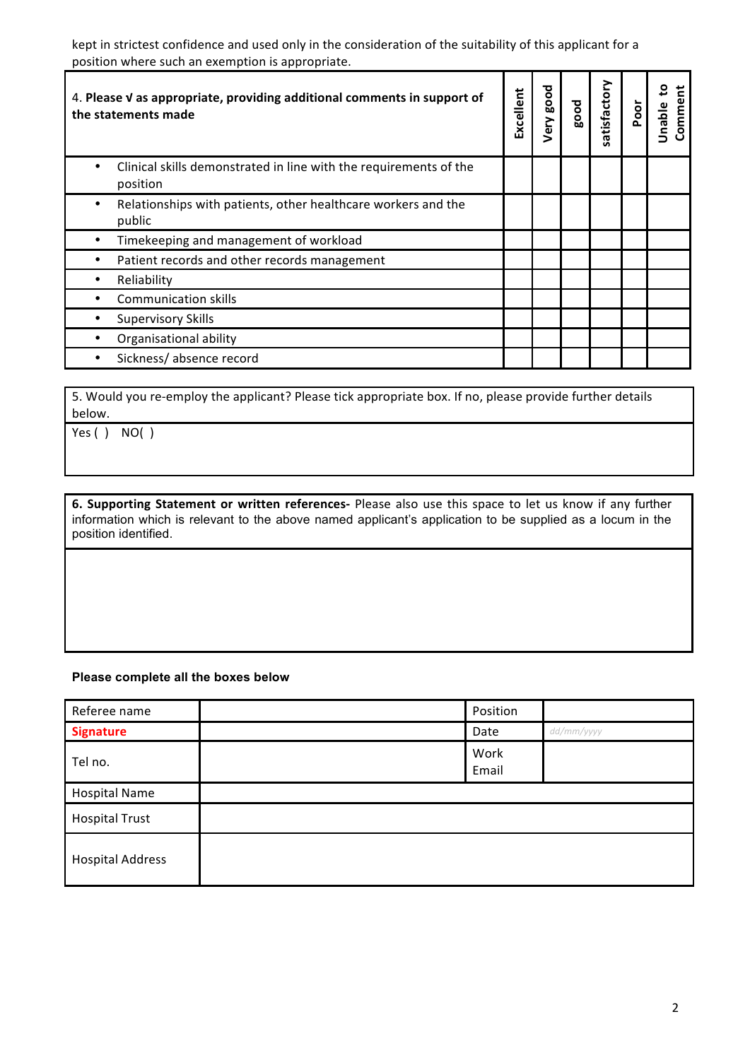kept in strictest confidence and used only in the consideration of the suitability of this applicant for a position where such an exemption is appropriate.

| 4. **Please √ as appropriate, providing additional comments in support of the statements made** | **Excellent** | **Very good** | **good** | **satisfactory** | **Poor** | **Unable to Comment** |
|---|---|---|---|---|---|---|
| • Clinical skills demonstrated in line with the requirements of the position | | | | | | |
| • Relationships with patients, other healthcare workers and the public | | | | | | |
| • Timekeeping and management of workload | | | | | | |
| • Patient records and other records management | | | | | | |
| • Reliability | | | | | | |
| • Communication skills | | | | | | |
| • Supervisory Skills | | | | | | |
| • Organisational ability | | | | | | |
| • Sickness/ absence record | | | | | | |

| 5. Would you re-employ the applicant? Please tick appropriate box. If no, please provide further details below. |
|---|
| Yes ( ) NO( ) |

| **6. Supporting Statement or written references-** Please also use this space to let us know if any further information which is relevant to the above named applicant's application to be supplied as a locum in the position identified. |
|---|
| |

**Please complete all the boxes below**

| Referee name | | Position | |
|---|---|---|---|
| **Signature** | | Date | dd/mm/yyyy |
| Tel no. | | Work Email | |
| Hospital Name | | | |
| Hospital Trust | | | |
| Hospital Address | | | |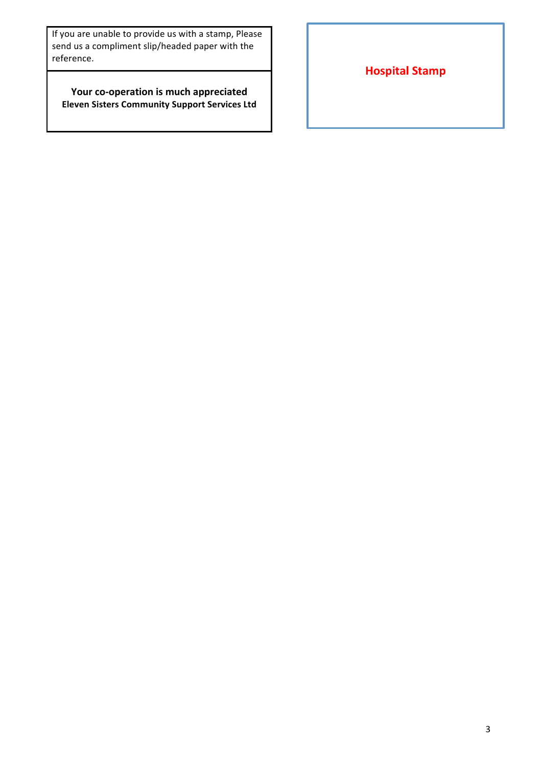If you are unable to provide us with a stamp, Please send us a compliment slip/headed paper with the reference.

**Your co-operation is much appreciated**
**Eleven Sisters Community Support Services Ltd**

**Hospital Stamp**